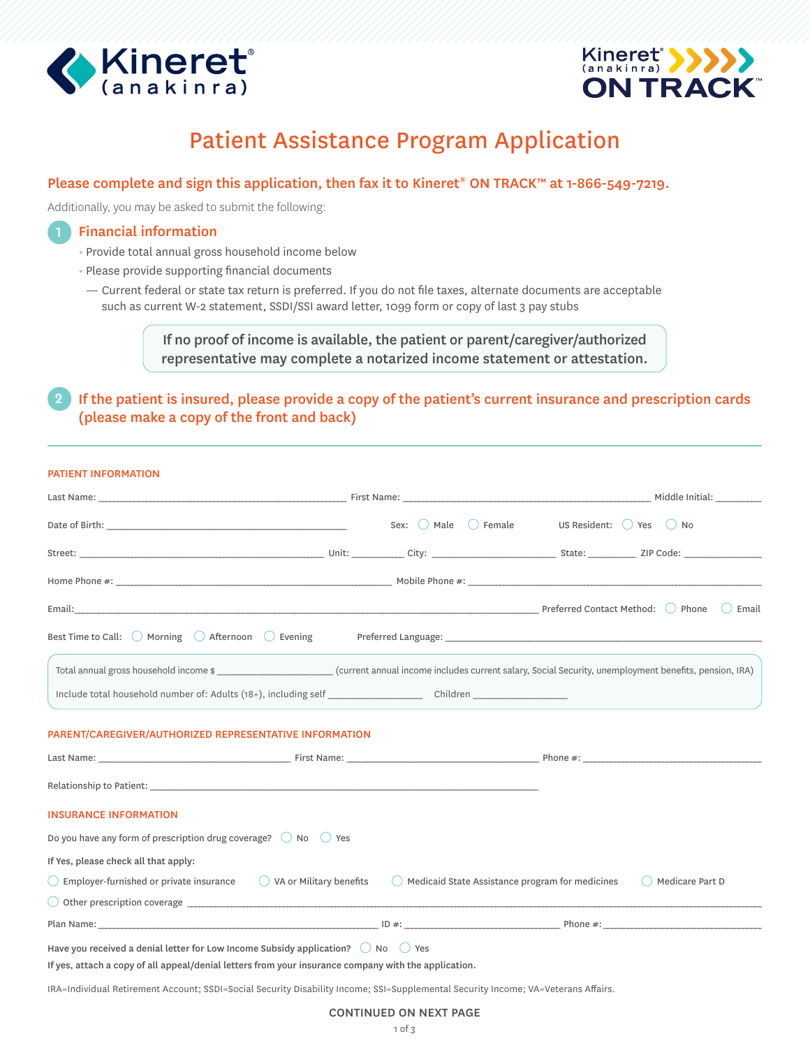Kineret® (anakinra)

Kineret® (anakinra) ON TRACK™

# Patient Assistance Program Application

**Please complete and sign this application, then fax it to Kineret® ON TRACK™ at 1-866-549-7219.**

Additionally, you may be asked to submit the following:

## 1 Financial information

- Provide total annual gross household income below
- Please provide supporting financial documents
  - — Current federal or state tax return is preferred. If you do not file taxes, alternate documents are acceptable such as current W-2 statement, SSDI/SSI award letter, 1099 form or copy of last 3 pay stubs

> If no proof of income is available, the patient or parent/caregiver/authorized representative may complete a notarized income statement or attestation.

## 2 If the patient is insured, please provide a copy of the patient's current insurance and prescription cards (please make a copy of the front and back)

---

### PATIENT INFORMATION

Last Name: ______________________ First Name: ______________________ Middle Initial: ________

Date of Birth: ______________________ Sex: ◯ Male ◯ Female US Resident: ◯ Yes ◯ No

Street: ______________________ Unit: ________ City: ______________ State: ________ ZIP Code: ____________

Home Phone #: ______________________ Mobile Phone #: ______________________

Email: ______________________ Preferred Contact Method: ◯ Phone ◯ Email

Best Time to Call: ◯ Morning ◯ Afternoon ◯ Evening Preferred Language: ______________________

Total annual gross household income $ ______________ (current annual income includes current salary, Social Security, unemployment benefits, pension, IRA)

Include total household number of: Adults (18+), including self ____________ Children ____________

### PARENT/CAREGIVER/AUTHORIZED REPRESENTATIVE INFORMATION

Last Name: ______________________ First Name: ______________________ Phone #: ______________________

Relationship to Patient: ______________________

### INSURANCE INFORMATION

Do you have any form of prescription drug coverage? ◯ No ◯ Yes

**If Yes, please check all that apply:**

◯ Employer-furnished or private insurance ◯ VA or Military benefits ◯ Medicaid State Assistance program for medicines ◯ Medicare Part D

◯ Other prescription coverage ______________________

Plan Name: ______________________ ID #: ______________________ Phone #: ______________________

Have you received a denial letter for Low Income Subsidy application? ◯ No ◯ Yes

**If yes, attach a copy of all appeal/denial letters from your insurance company with the application.**

IRA=Individual Retirement Account; SSDI=Social Security Disability Income; SSI=Supplemental Security Income; VA=Veterans Affairs.

CONTINUED ON NEXT PAGE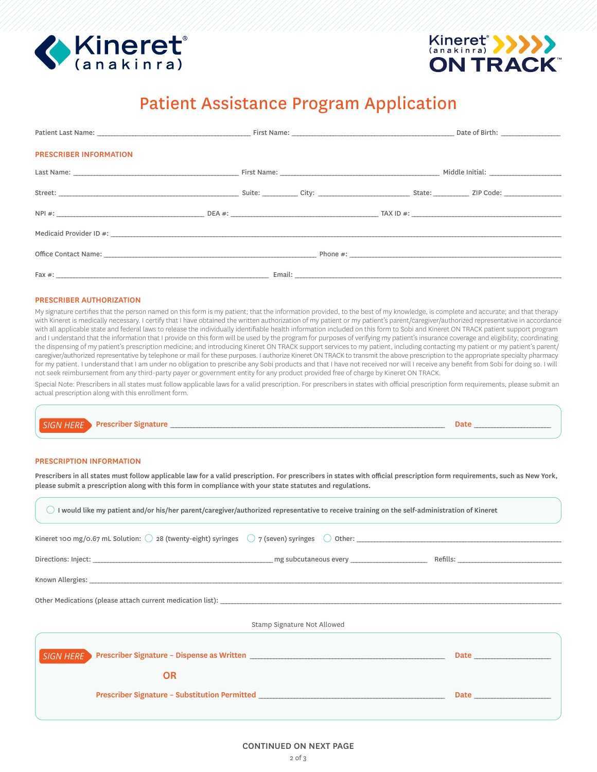Kineret® (anakinra)

Kineret® (anakinra) ON TRACK™

# Patient Assistance Program Application

Patient Last Name: ____________________ First Name: ____________________ Date of Birth: __________

## PRESCRIBER INFORMATION

Last Name: ____________________ First Name: ____________________ Middle Initial: __________

Street: ____________________ Suite: __________ City: ____________________ State: __________ ZIP Code: __________

NPI #: ____________________ DEA #: ____________________ TAX ID #: ____________________

Medicaid Provider ID #: ____________________

Office Contact Name: ____________________ Phone #: ____________________

Fax #: ____________________ Email: ____________________

## PRESCRIBER AUTHORIZATION

My signature certifies that the person named on this form is my patient; that the information provided, to the best of my knowledge, is complete and accurate; and that therapy with Kineret is medically necessary. I certify that I have obtained the written authorization of my patient or my patient's parent/caregiver/authorized representative in accordance with all applicable state and federal laws to release the individually identifiable health information included on this form to Sobi and Kineret ON TRACK patient support program and I understand that the information that I provide on this form will be used by the program for purposes of verifying my patient's insurance coverage and eligibility; coordinating the dispensing of my patient's prescription medicine; and introducing Kineret ON TRACK support services to my patient, including contacting my patient or my patient's parent/caregiver/authorized representative by telephone or mail for these purposes. I authorize Kineret ON TRACK to transmit the above prescription to the appropriate specialty pharmacy for my patient. I understand that I am under no obligation to prescribe any Sobi products and that I have not received nor will I receive any benefit from Sobi for doing so. I will not seek reimbursement from any third-party payer or government entity for any product provided free of charge by Kineret ON TRACK.

Special Note: Prescribers in all states must follow applicable laws for a valid prescription. For prescribers in states with official prescription form requirements, please submit an actual prescription along with this enrollment form.

*SIGN HERE* **Prescriber Signature** ____________________ **Date** __________

## PRESCRIPTION INFORMATION

**Prescribers in all states must follow applicable law for a valid prescription. For prescribers in states with official prescription form requirements, such as New York, please submit a prescription along with this form in compliance with your state statutes and regulations.**

○ I would like my patient and/or his/her parent/caregiver/authorized representative to receive training on the self-administration of Kineret

Kineret 100 mg/0.67 mL Solution: ○ 28 (twenty-eight) syringes ○ 7 (seven) syringes ○ Other: ____________________

Directions: Inject: ____________________ mg subcutaneous every __________ Refills: __________

Known Allergies: ____________________

Other Medications (please attach current medication list): ____________________

Stamp Signature Not Allowed

*SIGN HERE* **Prescriber Signature – Dispense as Written** ____________________ **Date** __________

**OR**

**Prescriber Signature – Substitution Permitted** ____________________ **Date** __________

**CONTINUED ON NEXT PAGE**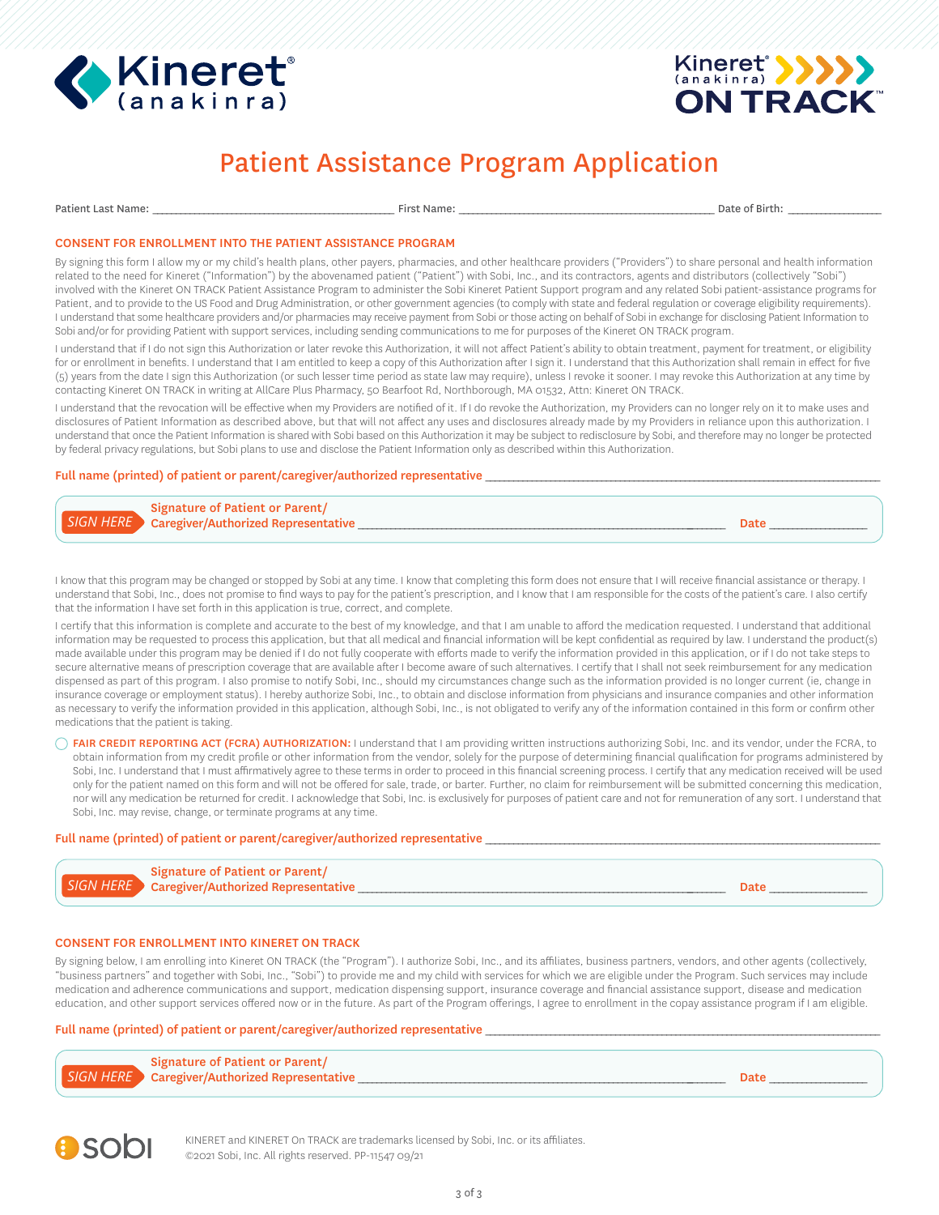Kineret® (anakinra)

Kineret® (anakinra) ON TRACK™

# Patient Assistance Program Application

Patient Last Name: ______________________ First Name: ______________________ Date of Birth: ____________

## CONSENT FOR ENROLLMENT INTO THE PATIENT ASSISTANCE PROGRAM

By signing this form I allow my or my child's health plans, other payers, pharmacies, and other healthcare providers ("Providers") to share personal and health information related to the need for Kineret ("Information") by the abovenamed patient ("Patient") with Sobi, Inc., and its contractors, agents and distributors (collectively "Sobi") involved with the Kineret ON TRACK Patient Assistance Program to administer the Sobi Kineret Patient Support program and any related Sobi patient-assistance programs for Patient, and to provide to the US Food and Drug Administration, or other government agencies (to comply with state and federal regulation or coverage eligibility requirements). I understand that some healthcare providers and/or pharmacies may receive payment from Sobi or those acting on behalf of Sobi in exchange for disclosing Patient Information to Sobi and/or for providing Patient with support services, including sending communications to me for purposes of the Kineret ON TRACK program.

I understand that if I do not sign this Authorization or later revoke this Authorization, it will not affect Patient's ability to obtain treatment, payment for treatment, or eligibility for or enrollment in benefits. I understand that I am entitled to keep a copy of this Authorization after I sign it. I understand that this Authorization shall remain in effect for five (5) years from the date I sign this Authorization (or such lesser time period as state law may require), unless I revoke it sooner. I may revoke this Authorization at any time by contacting Kineret ON TRACK in writing at AllCare Plus Pharmacy, 50 Bearfoot Rd, Northborough, MA 01532, Attn: Kineret ON TRACK.

I understand that the revocation will be effective when my Providers are notified of it. If I do revoke the Authorization, my Providers can no longer rely on it to make uses and disclosures of Patient Information as described above, but that will not affect any uses and disclosures already made by my Providers in reliance upon this authorization. I understand that once the Patient Information is shared with Sobi based on this Authorization it may be subject to redisclosure by Sobi, and therefore may no longer be protected by federal privacy regulations, but Sobi plans to use and disclose the Patient Information only as described within this Authorization.

**Full name (printed) of patient or parent/caregiver/authorized representative** ______________________

SIGN HERE **Signature of Patient or Parent/ Caregiver/Authorized Representative** ______________________ **Date** ____________

I know that this program may be changed or stopped by Sobi at any time. I know that completing this form does not ensure that I will receive financial assistance or therapy. I understand that Sobi, Inc., does not promise to find ways to pay for the patient's prescription, and I know that I am responsible for the costs of the patient's care. I also certify that the information I have set forth in this application is true, correct, and complete.

I certify that this information is complete and accurate to the best of my knowledge, and that I am unable to afford the medication requested. I understand that additional information may be requested to process this application, but that all medical and financial information will be kept confidential as required by law. I understand the product(s) made available under this program may be denied if I do not fully cooperate with efforts made to verify the information provided in this application, or if I do not take steps to secure alternative means of prescription coverage that are available after I become aware of such alternatives. I certify that I shall not seek reimbursement for any medication dispensed as part of this program. I also promise to notify Sobi, Inc., should my circumstances change such as the information provided is no longer current (ie, change in insurance coverage or employment status). I hereby authorize Sobi, Inc., to obtain and disclose information from physicians and insurance companies and other information as necessary to verify the information provided in this application, although Sobi, Inc., is not obligated to verify any of the information contained in this form or confirm other medications that the patient is taking.

○ **FAIR CREDIT REPORTING ACT (FCRA) AUTHORIZATION:** I understand that I am providing written instructions authorizing Sobi, Inc. and its vendor, under the FCRA, to obtain information from my credit profile or other information from the vendor, solely for the purpose of determining financial qualification for programs administered by Sobi, Inc. I understand that I must affirmatively agree to these terms in order to proceed in this financial screening process. I certify that any medication received will be used only for the patient named on this form and will not be offered for sale, trade, or barter. Further, no claim for reimbursement will be submitted concerning this medication, nor will any medication be returned for credit. I acknowledge that Sobi, Inc. is exclusively for purposes of patient care and not for remuneration of any sort. I understand that Sobi, Inc. may revise, change, or terminate programs at any time.

**Full name (printed) of patient or parent/caregiver/authorized representative** ______________________

SIGN HERE **Signature of Patient or Parent/ Caregiver/Authorized Representative** ______________________ **Date** ____________

## CONSENT FOR ENROLLMENT INTO KINERET ON TRACK

By signing below, I am enrolling into Kineret ON TRACK (the "Program"). I authorize Sobi, Inc., and its affiliates, business partners, vendors, and other agents (collectively, "business partners" and together with Sobi, Inc., "Sobi") to provide me and my child with services for which we are eligible under the Program. Such services may include medication and adherence communications and support, medication dispensing support, insurance coverage and financial assistance support, disease and medication education, and other support services offered now or in the future. As part of the Program offerings, I agree to enrollment in the copay assistance program if I am eligible.

**Full name (printed) of patient or parent/caregiver/authorized representative** ______________________

SIGN HERE **Signature of Patient or Parent/ Caregiver/Authorized Representative** ______________________ **Date** ____________

sobi

KINERET and KINERET On TRACK are trademarks licensed by Sobi, Inc. or its affiliates.
©2021 Sobi, Inc. All rights reserved. PP-11547 09/21